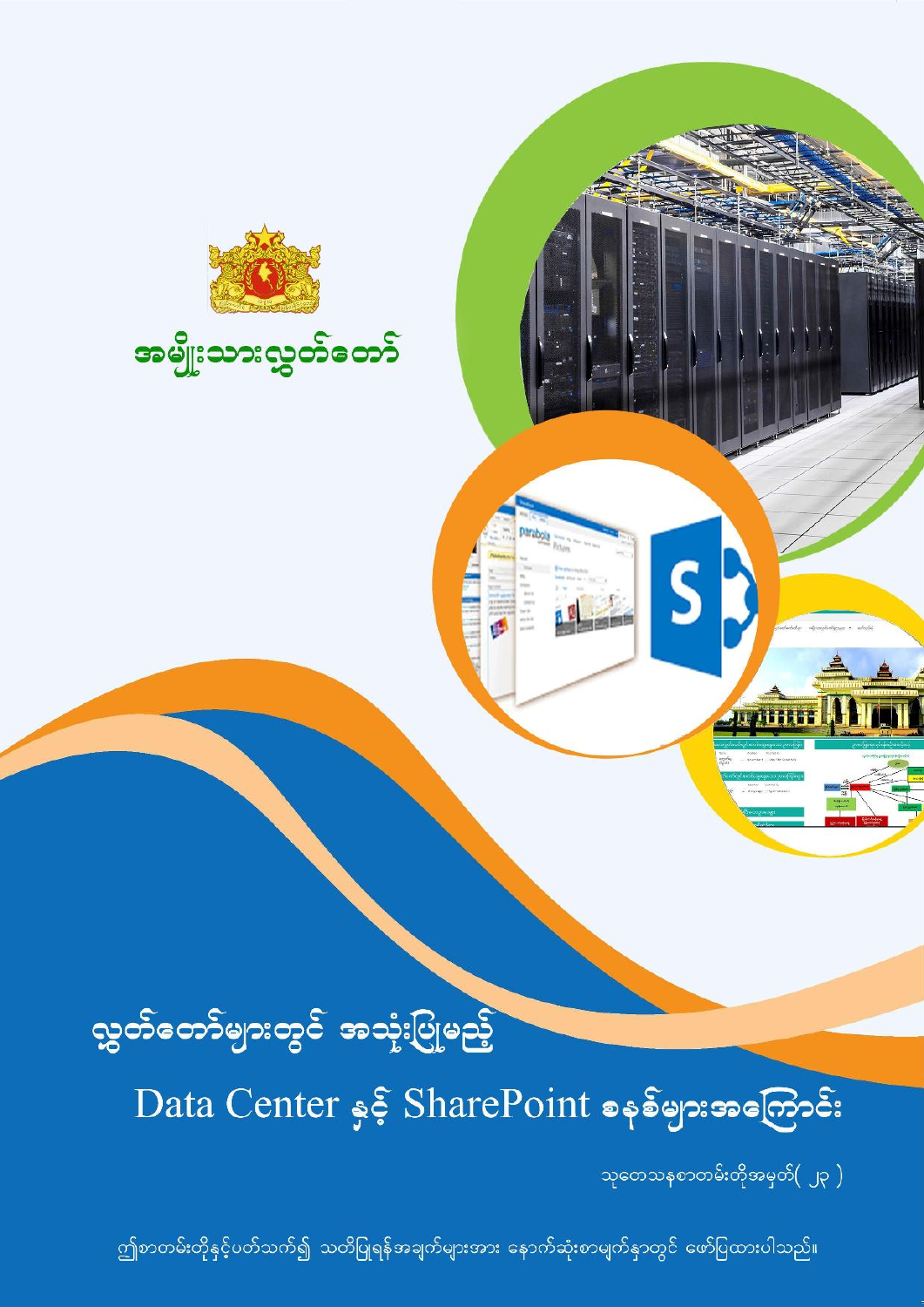အမျိုးသားလွှတ်တော်

# လွှတ်တော်များတွင် အသုံးပြုမည့်

# Data Center နှင့် SharePoint စနစ်များအကြောင်း

သုတေသနစာတမ်းတိုအမှတ်( ၂၃ )

ဤစာတမ်းတိုနှင့်ပတ်သက်၍ သတိပြုရန်အချက်များအား နောက်ဆုံးစာမျက်နှာတွင် ဖော်ပြထားပါသည်။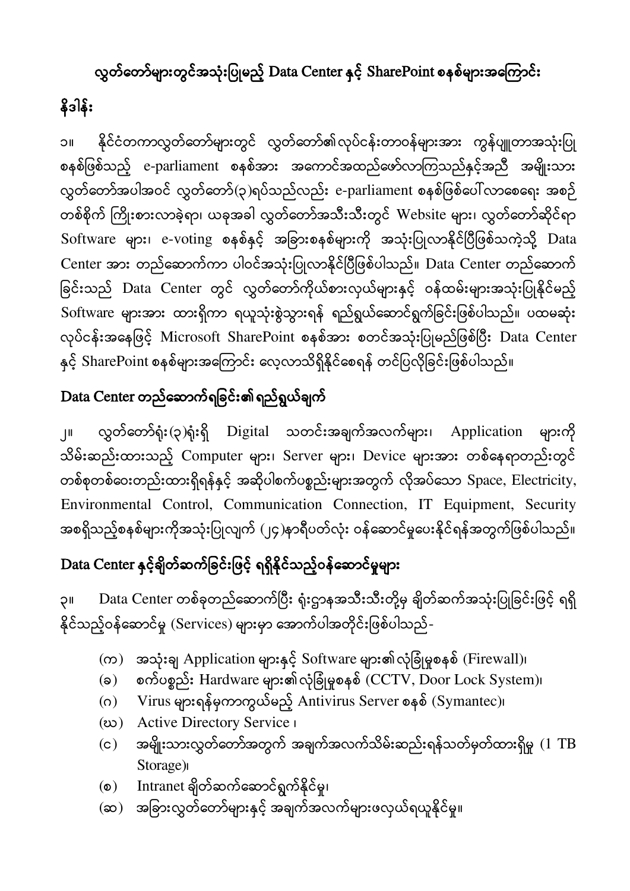# လွှတ်တော်များတွင်အသုံးပြုမည့် Data Center နှင့် SharePoint စနစ်များအကြောင်း

## နိဒါန်း

၁။ နိုင်ငံတကာလွှတ်တော်များတွင် လွှတ်တော်၏လုပ်ငန်းတာဝန်များအား ကွန်ပျူတာအသုံးပြုစနစ်ဖြစ်သည့် e-parliament စနစ်အား အကောင်အထည်ဖော်လာကြသည်နှင့်အညီ အမျိုးသားလွှတ်တော်အပါအဝင် လွှတ်တော်(၃)ရပ်သည်လည်း e-parliament စနစ်ဖြစ်ပေါ်လာစေရေး အစဉ်တစ်စိုက် ကြိုးစားလာခဲ့ရာ၊ ယခုအခါ လွှတ်တော်အသီးသီးတွင် Website များ၊ လွှတ်တော်ဆိုင်ရာ Software များ၊ e-voting စနစ်နှင့် အခြားစနစ်များကို အသုံးပြုလာနိုင်ပြီဖြစ်သကဲ့သို့ Data Center အား တည်ဆောက်ကာ ပါဝင်အသုံးပြုလာနိုင်ပြီဖြစ်ပါသည်။ Data Center တည်ဆောက်ခြင်းသည် Data Center တွင် လွှတ်တော်ကိုယ်စားလှယ်များနှင့် ဝန်ထမ်းများအသုံးပြုနိုင်မည့် Software များအား ထားရှိကာ ရယူသုံးစွဲသွားရန် ရည်ရွယ်ဆောင်ရွက်ခြင်းဖြစ်ပါသည်။ ပထမဆုံးလုပ်ငန်းအနေဖြင့် Microsoft SharePoint စနစ်အား စတင်အသုံးပြုမည်ဖြစ်ပြီး Data Center နှင့် SharePoint စနစ်များအကြောင်း လေ့လာသိရှိနိုင်စေရန် တင်ပြလိုခြင်းဖြစ်ပါသည်။

## Data Center တည်ဆောက်ရခြင်း၏ ရည်ရွယ်ချက်

၂။ လွှတ်တော်ရုံး(၃)ရုံးရှိ Digital သတင်းအချက်အလက်များ၊ Application များကို သိမ်းဆည်းထားသည့် Computer များ၊ Server များ၊ Device များအား တစ်နေရာတည်းတွင် တစ်စုတစ်စေးတည်းထားရှိရန်နှင့် အဆိုပါစက်ပစ္စည်းများအတွက် လိုအပ်သော Space, Electricity, Environmental Control, Communication Connection, IT Equipment, Security အစရှိသည့်စနစ်များကိုအသုံးပြုလျက် (၂၄)နာရီပတ်လုံး ဝန်ဆောင်မှုပေးနိုင်ရန်အတွက်ဖြစ်ပါသည်။

## Data Center နှင့်ချိတ်ဆက်ခြင်းဖြင့် ရရှိနိုင်သည့်ဝန်ဆောင်မှုများ

၃။ Data Center တစ်ခုတည်ဆောက်ပြီး ရုံးဌာနအသီးသီးတို့မှ ချိတ်ဆက်အသုံးပြုခြင်းဖြင့် ရရှိနိုင်သည့်ဝန်ဆောင်မှု (Services) များမှာ အောက်ပါအတိုင်းဖြစ်ပါသည်-

- (က) အသုံးချ Application များနှင့် Software များ၏လုံခြုံမှုစနစ် (Firewall)၊
- (ခ) စက်ပစ္စည်း Hardware များ၏လုံခြုံမှုစနစ် (CCTV, Door Lock System)၊
- (ဂ) Virus များရန်မှကာကွယ်မည့် Antivirus Server စနစ် (Symantec)၊
- (ဃ) Active Directory Service ၊
- (င) အမျိုးသားလွှတ်တော်အတွက် အချက်အလက်သိမ်းဆည်းရန်သတ်မှတ်ထားရှိမှု (1 TB Storage)၊
- (စ) Intranet ချိတ်ဆက်ဆောင်ရွက်နိုင်မှု၊
- (ဆ) အခြားလွှတ်တော်များနှင့် အချက်အလက်များဖလှယ်ရယူနိုင်မှု။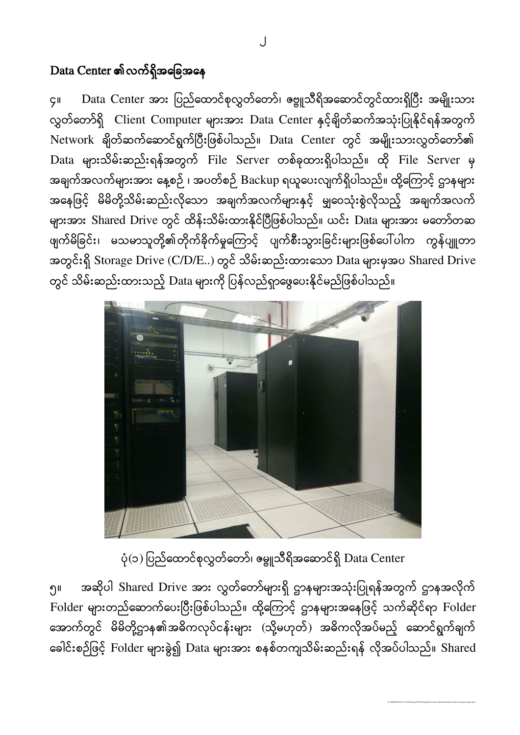## Data Center ၏လက်ရှိအခြေအနေ

၄။ Data Center အား ပြည်ထောင်စုလွှတ်တော်၊ ဇမ္ဗူသီရိအဆောင်တွင်ထားရှိပြီး အမျိုးသားလွှတ်တော်ရှိ Client Computer များအား Data Center နှင့်ချိတ်ဆက်အသုံးပြုနိုင်ရန်အတွက် Network ချိတ်ဆက်ဆောင်ရွက်ပြီးဖြစ်ပါသည်။ Data Center တွင် အမျိုးသားလွှတ်တော်၏ Data များသိမ်းဆည်းရန်အတွက် File Server တစ်ခုထားရှိပါသည်။ ထို File Server မှ အချက်အလက်များအား နေ့စဉ် ၊ အပတ်စဉ် Backup ရယူပေးလျက်ရှိပါသည်။ ထို့ကြောင့် ဌာနများအနေဖြင့် မိမိတို့သိမ်းဆည်းလိုသော အချက်အလက်များနှင့် မျှဝေသုံးစွဲလိုသည့် အချက်အလက်များအား Shared Drive တွင် ထိန်းသိမ်းထားနိုင်ပြီဖြစ်ပါသည်။ ယင်း Data များအား မတော်တဆ ဖျက်မိခြင်း၊ မသမာသူတို့၏တိုက်ခိုက်မှုကြောင့် ပျက်စီးသွားခြင်းများဖြစ်ပေါ်ပါက ကွန်ပျူတာအတွင်းရှိ Storage Drive (C/D/E..) တွင် သိမ်းဆည်းထားသော Data များမှအပ Shared Drive တွင် သိမ်းဆည်းထားသည့် Data များကို ပြန်လည်ရှာဖွေပေးနိုင်မည်ဖြစ်ပါသည်။

ပုံ(၁) ပြည်ထောင်စုလွှတ်တော်၊ ဇမ္ဗူသီရိအဆောင်ရှိ Data Center

၅။ အဆိုပါ Shared Drive အား လွှတ်တော်များရှိ ဌာနများအသုံးပြုရန်အတွက် ဌာနအလိုက် Folder များတည်ဆောက်ပေးပြီးဖြစ်ပါသည်။ ထို့ကြောင့် ဌာနများအနေဖြင့် သက်ဆိုင်ရာ Folder အောက်တွင် မိမိတို့ဌာန၏အဓိကလုပ်ငန်းများ (သို့မဟုတ်) အဓိကလိုအပ်မည့် ဆောင်ရွက်ချက်ခေါင်းစဉ်ဖြင့် Folder များခွဲ၍ Data များအား စနစ်တကျသိမ်းဆည်းရန် လိုအပ်ပါသည်။ Shared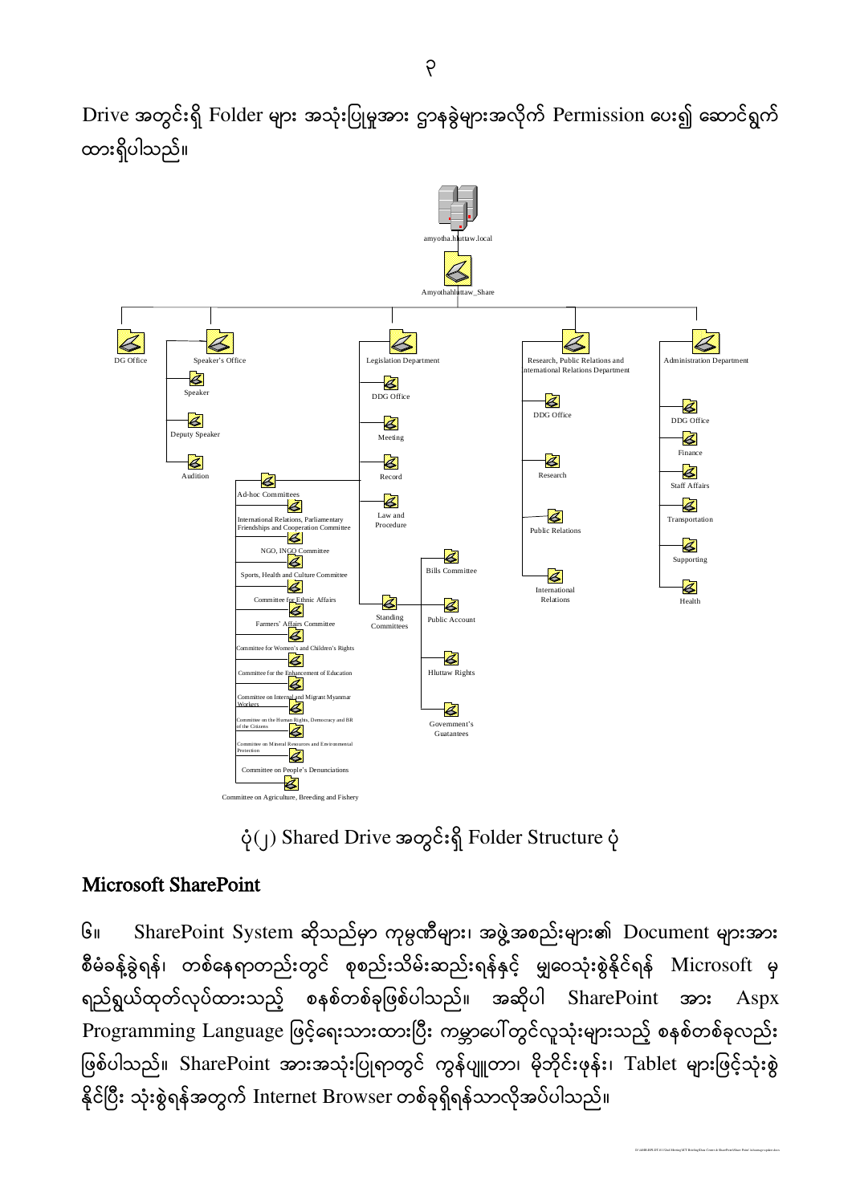Drive အတွင်းရှိ Folder များ အသုံးပြုမှုအား ဌာနခွဲများအလိုက် Permission ပေး၍ ဆောင်ရွက်ထားရှိပါသည်။

amyotha.hluttaw.local

Amyothahluttaw_Share

- DG Office
- Speaker's Office
  - Speaker
  - Deputy Speaker
  - Audition
- Legislation Department
  - DDG Office
  - Meeting
  - Record
  - Law and Procedure
  - Standing Committees
    - Bills Committee
    - Public Account
    - Hluttaw Rights
    - Government's Guatantees
  - Ad-hoc Committees
    - International Relations, Parliamentary Friendships and Cooperation Committee
    - NGO, INGO Committee
    - Sports, Health and Culture Committee
    - Committee for Ethnic Affairs
    - Farmers' Affairs Committee
    - Committee for Women's and Children's Rights
    - Committee for the Enhancement of Education
    - Committee on Internal and Migrant Myanmar Workers
    - Committee on the Human Rights, Democracy and HR of the Citizens
    - Committee on Mineral Resources and Environmental Protection
    - Committee on People's Denunciations
    - Committee on Agriculture, Breeding and Fishery
- Research, Public Relations and International Relations Department
  - DDG Office
  - Research
  - Public Relations
  - International Relations
- Administration Department
  - DDG Office
  - Finance
  - Staff Affairs
  - Transportation
  - Supporting
  - Health

ပုံ(၂) Shared Drive အတွင်းရှိ Folder Structure ပုံ

## Microsoft SharePoint

၆။ SharePoint System ဆိုသည်မှာ ကုမ္ပဏီများ၊ အဖွဲ့အစည်းများ၏ Document များအား စီမံခန့်ခွဲရန်၊ တစ်နေရာတည်းတွင် စုစည်းသိမ်းဆည်းရန်နှင့် မျှဝေသုံးစွဲနိုင်ရန် Microsoft မှ ရည်ရွယ်ထုတ်လုပ်ထားသည့် စနစ်တစ်ခုဖြစ်ပါသည်။ အဆိုပါ SharePoint အား Aspx Programming Language ဖြင့်ရေးသားထားပြီး ကမ္ဘာပေါ်တွင်လူသုံးများသည့် စနစ်တစ်ခုလည်း ဖြစ်ပါသည်။ SharePoint အားအသုံးပြုရာတွင် ကွန်ပျူတာ၊ မိုဘိုင်းဖုန်း၊ Tablet များဖြင့်သုံးစွဲနိုင်ပြီး သုံးစွဲရန်အတွက် Internet Browser တစ်ခုရှိရန်သာလိုအပ်ပါသည်။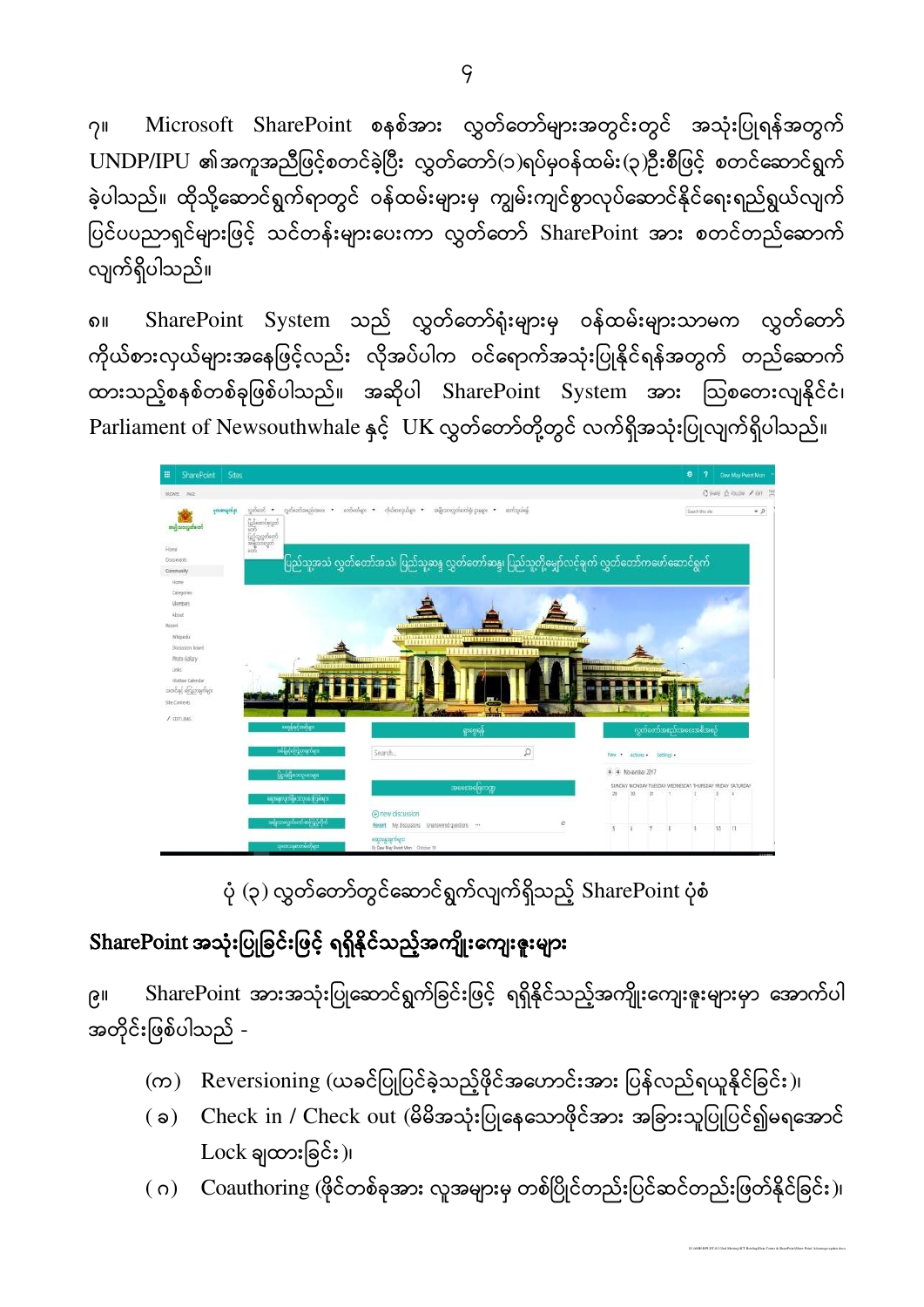၇။ Microsoft SharePoint စနစ်အား လွှတ်တော်များအတွင်းတွင် အသုံးပြုရန်အတွက် UNDP/IPU ၏အကူအညီဖြင့်စတင်ခဲ့ပြီး လွှတ်တော်(၁)ရပ်မှဝန်ထမ်း(၃)ဦးစီဖြင့် စတင်ဆောင်ရွက်ခဲ့ပါသည်။ ထိုသို့ဆောင်ရွက်ရာတွင် ဝန်ထမ်းများမှ ကျွမ်းကျင်စွာလုပ်ဆောင်နိုင်ရေးရည်ရွယ်လျက် ပြင်ပပညာရှင်များဖြင့် သင်တန်းများပေးကာ လွှတ်တော် SharePoint အား စတင်တည်ဆောက်လျက်ရှိပါသည်။

၈။ SharePoint System သည် လွှတ်တော်ရုံးများမှ ဝန်ထမ်းများသာမက လွှတ်တော်ကိုယ်စားလှယ်များအနေဖြင့်လည်း လိုအပ်ပါက ဝင်ရောက်အသုံးပြုနိုင်ရန်အတွက် တည်ဆောက်ထားသည့်စနစ်တစ်ခုဖြစ်ပါသည်။ အဆိုပါ SharePoint System အား ဩစတေးလျနိုင်ငံ၊ Parliament of Newsouthwhale နှင့် UK လွှတ်တော်တို့တွင် လက်ရှိအသုံးပြုလျက်ရှိပါသည်။

ပုံ (၃) လွှတ်တော်တွင်ဆောင်ရွက်လျက်ရှိသည့် SharePoint ပုံစံ

## SharePoint အသုံးပြုခြင်းဖြင့် ရရှိနိုင်သည့်အကျိုးကျေးဇူးများ

၉။ SharePoint အားအသုံးပြုဆောင်ရွက်ခြင်းဖြင့် ရရှိနိုင်သည့်အကျိုးကျေးဇူးများမှာ အောက်ပါအတိုင်းဖြစ်ပါသည် -

(က) Reversioning (ယခင်ပြုပြင်ခဲ့သည့်ဖိုင်အဟောင်းအား ပြန်လည်ရယူနိုင်ခြင်း)၊

(ခ) Check in / Check out (မိမိအသုံးပြုနေသောဖိုင်အား အခြားသူပြုပြင်၍မရအောင် Lock ချထားခြင်း)၊

(ဂ) Coauthoring (ဖိုင်တစ်ခုအား လူအများမှ တစ်ပြိုင်တည်းပြင်ဆင်တည်းဖြတ်နိုင်ခြင်း)၊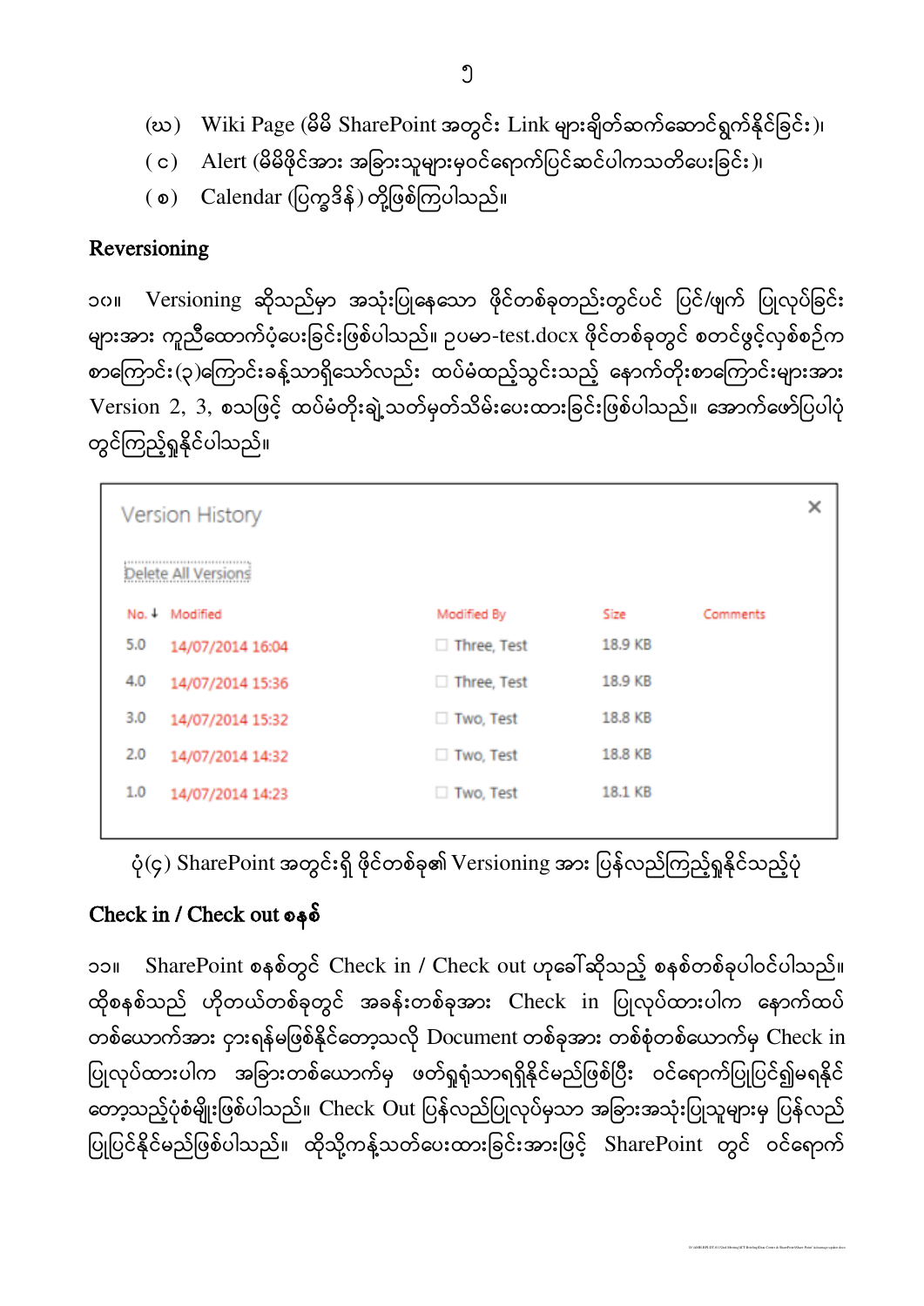(ဃ) Wiki Page (မိမိ SharePoint အတွင်း Link များချိတ်ဆက်ဆောင်ရွက်နိုင်ခြင်း)၊

(င) Alert (မိမိဖိုင်အား အခြားသူများမှဝင်ရောက်ပြင်ဆင်ပါကသတိပေးခြင်း)၊

(စ) Calendar (ပြက္ခဒိန်) တို့ဖြစ်ကြပါသည်။

## Reversioning

၁၀။ Versioning ဆိုသည်မှာ အသုံးပြုနေသော ဖိုင်တစ်ခုတည်းတွင်ပင် ပြင်/ဖျက် ပြုလုပ်ခြင်းများအား ကူညီထောက်ပံ့ပေးခြင်းဖြစ်ပါသည်။ ဥပမာ-test.docx ဖိုင်တစ်ခုတွင် စတင်ဖွင့်လှစ်စဉ်က စာကြောင်း(၃)ကြောင်းခန့်သာရှိသော်လည်း ထပ်မံထည့်သွင်းသည့် နောက်တိုးစာကြောင်းများအား Version 2, 3, စသဖြင့် ထပ်မံတိုးချဲ့သတ်မှတ်သိမ်းပေးထားခြင်းဖြစ်ပါသည်။ အောက်ဖော်ပြပါပုံတွင်ကြည့်ရှုနိုင်ပါသည်။

**Version History**

Delete All Versions

| No. ↓ | Modified | Modified By | Size | Comments |
|---|---|---|---|---|
| 5.0 | 14/07/2014 16:04 | Three, Test | 18.9 KB | |
| 4.0 | 14/07/2014 15:36 | Three, Test | 18.9 KB | |
| 3.0 | 14/07/2014 15:32 | Two, Test | 18.8 KB | |
| 2.0 | 14/07/2014 14:32 | Two, Test | 18.8 KB | |
| 1.0 | 14/07/2014 14:23 | Two, Test | 18.1 KB | |

ပုံ(၄) SharePoint အတွင်းရှိ ဖိုင်တစ်ခု၏ Versioning အား ပြန်လည်ကြည့်ရှုနိုင်သည့်ပုံ

## Check in / Check out စနစ်

၁၁။ SharePoint စနစ်တွင် Check in / Check out ဟုခေါ်ဆိုသည့် စနစ်တစ်ခုပါဝင်ပါသည်။ ထိုစနစ်သည် ဟိုတယ်တစ်ခုတွင် အခန်းတစ်ခုအား Check in ပြုလုပ်ထားပါက နောက်ထပ်တစ်ယောက်အား ငှားရန်မဖြစ်နိုင်တော့သလို Document တစ်ခုအား တစ်စုံတစ်ယောက်မှ Check in ပြုလုပ်ထားပါက အခြားတစ်ယောက်မှ ဖတ်ရှုရုံသာရရှိနိုင်မည်ဖြစ်ပြီး ဝင်ရောက်ပြုပြင်၍မရနိုင်တော့သည့်ပုံစံမျိုးဖြစ်ပါသည်။ Check Out ပြန်လည်ပြုလုပ်မှသာ အခြားအသုံးပြုသူများမှ ပြန်လည်ပြုပြင်နိုင်မည်ဖြစ်ပါသည်။ ထိုသို့ကန့်သတ်ပေးထားခြင်းအားဖြင့် SharePoint တွင် ဝင်ရောက်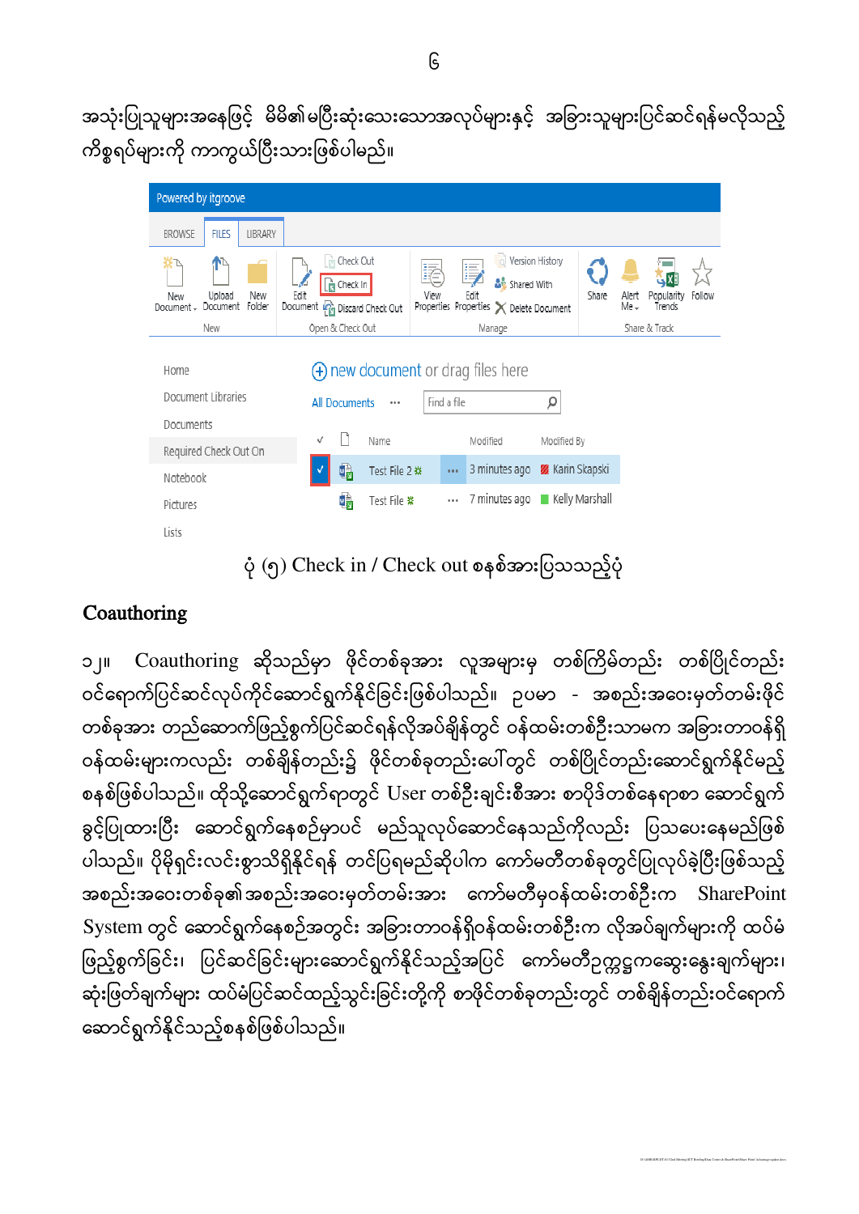အသုံးပြုသူများအနေဖြင့် မိမိ၏မပြီးဆုံးသေးသောအလုပ်များနှင့် အခြားသူများပြင်ဆင်ရန်မလိုသည့် ကိစ္စရပ်များကို ကာကွယ်ပြီးသားဖြစ်ပါမည်။

ပုံ (၅) Check in / Check out စနစ်အားပြသသည့်ပုံ

## Coauthoring

၁၂။ Coauthoring ဆိုသည်မှာ ဖိုင်တစ်ခုအား လူအများမှ တစ်ကြိမ်တည်း တစ်ပြိုင်တည်း ဝင်ရောက်ပြင်ဆင်လုပ်ကိုင်ဆောင်ရွက်နိုင်ခြင်းဖြစ်ပါသည်။ ဥပမာ - အစည်းအဝေးမှတ်တမ်းဖိုင်တစ်ခုအား တည်ဆောက်ဖြည့်စွက်ပြင်ဆင်ရန်လိုအပ်ချိန်တွင် ဝန်ထမ်းတစ်ဦးသာမက အခြားတာဝန်ရှိဝန်ထမ်းများကလည်း တစ်ချိန်တည်း၌ ဖိုင်တစ်ခုတည်းပေါ်တွင် တစ်ပြိုင်တည်းဆောင်ရွက်နိုင်မည့်စနစ်ဖြစ်ပါသည်။ ထိုသို့ဆောင်ရွက်ရာတွင် User တစ်ဦးချင်းစီအား စာပိုဒ်တစ်နေရာစာ ဆောင်ရွက်ခွင့်ပြုထားပြီး ဆောင်ရွက်နေစဉ်မှာပင် မည်သူလုပ်ဆောင်နေသည်ကိုလည်း ပြသပေးနေမည်ဖြစ်ပါသည်။ ပိုမိုရှင်းလင်းစွာသိရှိနိုင်ရန် တင်ပြရမည်ဆိုပါက ကော်မတီတစ်ခုတွင်ပြုလုပ်ခဲ့ပြီးဖြစ်သည့် အစည်းအဝေးတစ်ခု၏ အစည်းအဝေးမှတ်တမ်းအား ကော်မတီမှဝန်ထမ်းတစ်ဦးက SharePoint System တွင် ဆောင်ရွက်နေစဉ်အတွင်း အခြားတာဝန်ရှိဝန်ထမ်းတစ်ဦးက လိုအပ်ချက်များကို ထပ်မံဖြည့်စွက်ခြင်း၊ ပြင်ဆင်ခြင်းများဆောင်ရွက်နိုင်သည့်အပြင် ကော်မတီဥက္ကဋ္ဌကဆွေးနွေးချက်များ၊ ဆုံးဖြတ်ချက်များ ထပ်မံပြင်ဆင်ထည့်သွင်းခြင်းတို့ကို စာဖိုင်တစ်ခုတည်းတွင် တစ်ချိန်တည်းဝင်ရောက်ဆောင်ရွက်နိုင်သည့်စနစ်ဖြစ်ပါသည်။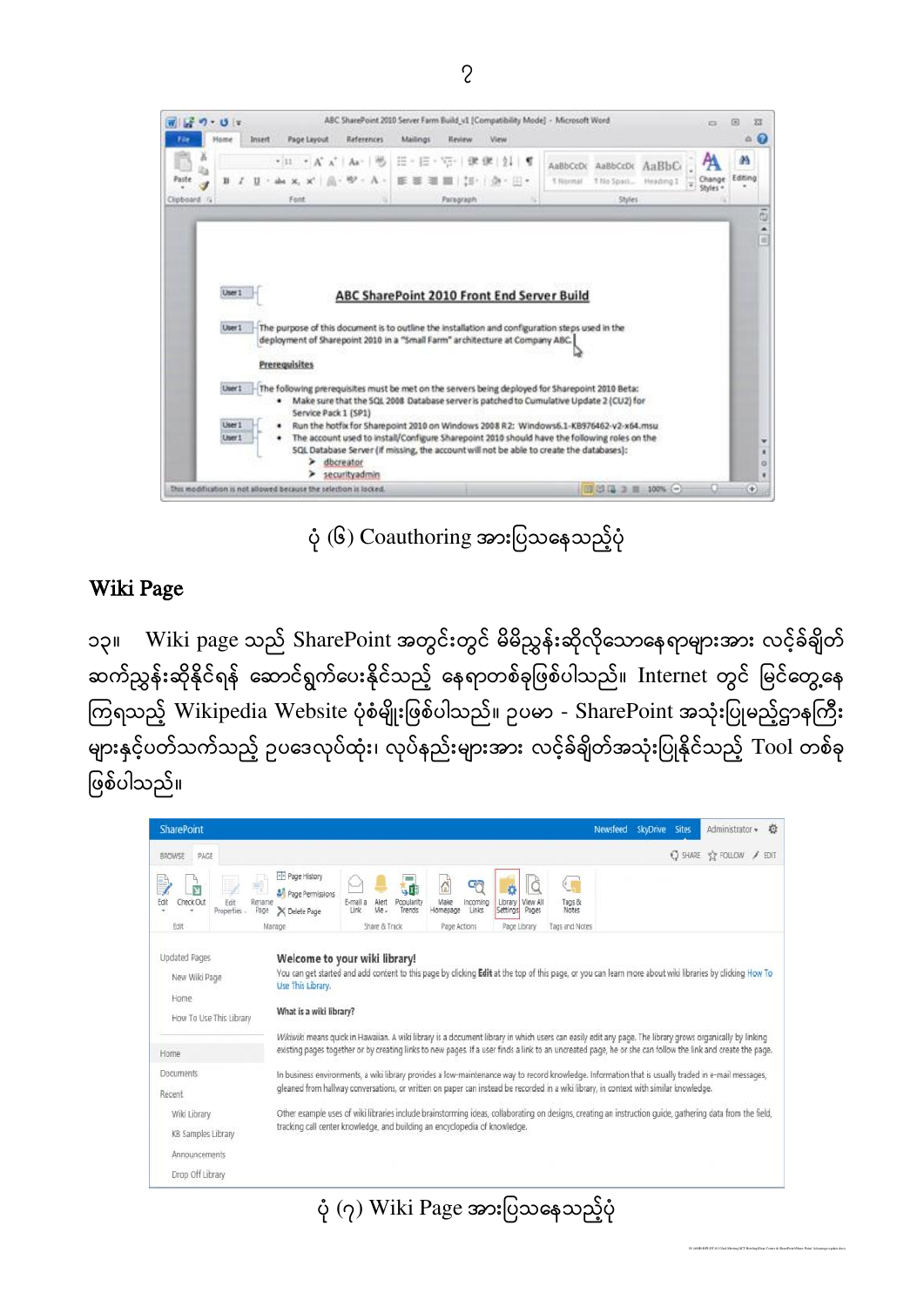ပုံ (၆) Coauthoring အားပြသနေသည့်ပုံ

## Wiki Page

၁၃။ Wiki page သည် SharePoint အတွင်းတွင် မိမိညွှန်းဆိုလိုသောနေရာများအား လင့်ခ်ချိတ်ဆက်ညွှန်းဆိုနိုင်ရန် ဆောင်ရွက်ပေးနိုင်သည့် နေရာတစ်ခုဖြစ်ပါသည်။ Internet တွင် မြင်တွေ့နေကြရသည့် Wikipedia Website ပုံစံမျိုးဖြစ်ပါသည်။ ဥပမာ - SharePoint အသုံးပြုမည့်ဌာနကြီးများနှင့်ပတ်သက်သည့် ဥပဒေလုပ်ထုံး၊ လုပ်နည်းများအား လင့်ခ်ချိတ်အသုံးပြုနိုင်သည့် Tool တစ်ခုဖြစ်ပါသည်။

ပုံ (၇) Wiki Page အားပြသနေသည့်ပုံ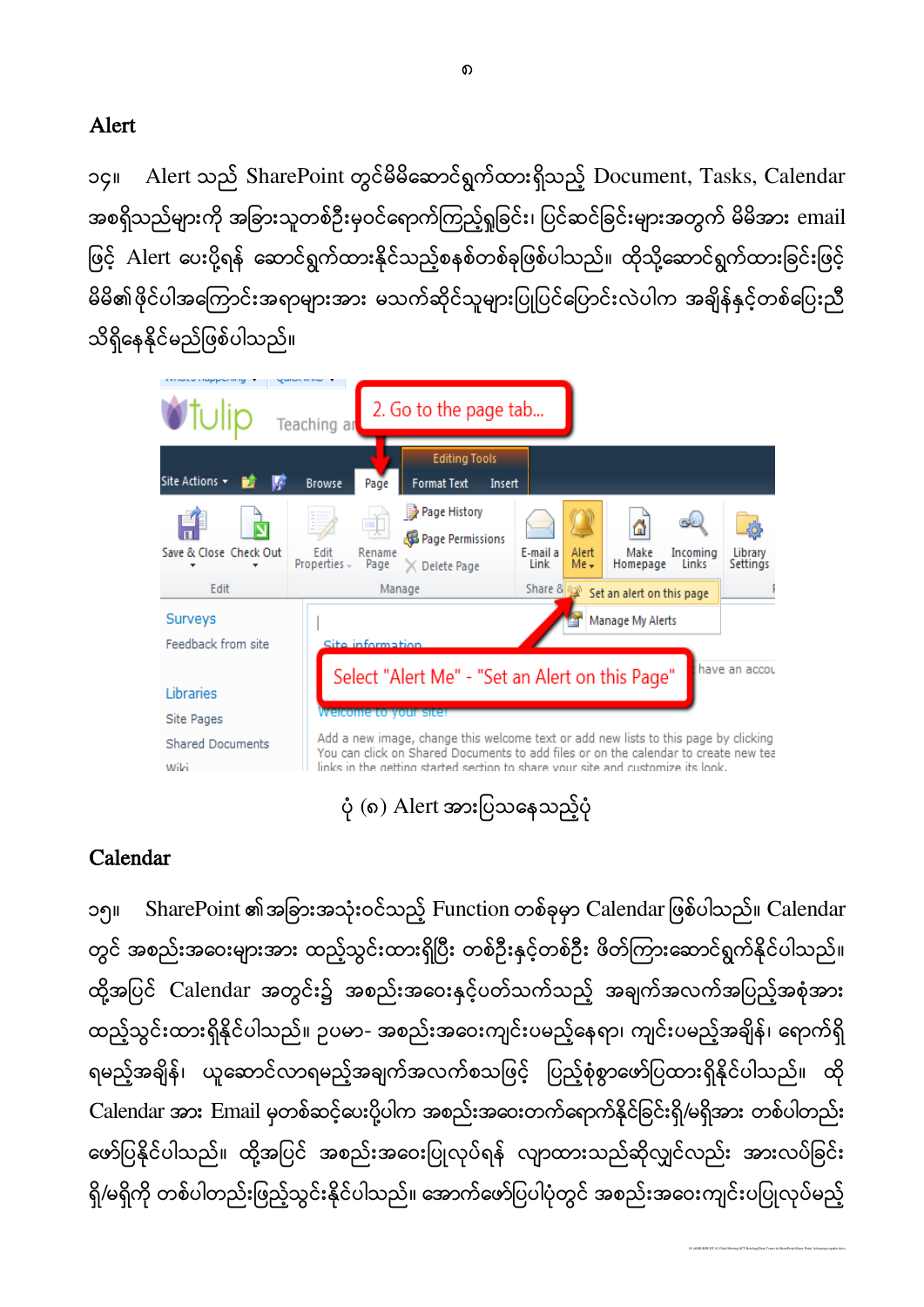## Alert

၁၄။ Alert သည် SharePoint တွင်မိမိဆောင်ရွက်ထားရှိသည့် Document, Tasks, Calendar အစရှိသည်များကို အခြားသူတစ်ဦးမှဝင်ရောက်ကြည့်ရှုခြင်း၊ ပြင်ဆင်ခြင်းများအတွက် မိမိအား email ဖြင့် Alert ပေးပို့ရန် ဆောင်ရွက်ထားနိုင်သည့်စနစ်တစ်ခုဖြစ်ပါသည်။ ထိုသို့ဆောင်ရွက်ထားခြင်းဖြင့် မိမိ၏ဖိုင်ပါအကြောင်းအရာများအား မသက်ဆိုင်သူများပြုပြင်ပြောင်းလဲပါက အချိန်နှင့်တစ်ပြေးညီ သိရှိနေနိုင်မည်ဖြစ်ပါသည်။

ပုံ (၈) Alert အားပြသနေသည့်ပုံ

## Calendar

၁၅။ SharePoint ၏အခြားအသုံးဝင်သည့် Function တစ်ခုမှာ Calendar ဖြစ်ပါသည်။ Calendar တွင် အစည်းအဝေးများအား ထည့်သွင်းထားရှိပြီး တစ်ဦးနှင့်တစ်ဦး ဖိတ်ကြားဆောင်ရွက်နိုင်ပါသည်။ ထို့အပြင် Calendar အတွင်း၌ အစည်းအဝေးနှင့်ပတ်သက်သည့် အချက်အလက်အပြည့်အစုံအား ထည့်သွင်းထားရှိနိုင်ပါသည်။ ဥပမာ- အစည်းအဝေးကျင်းပမည့်နေရာ၊ ကျင်းပမည့်အချိန်၊ ရောက်ရှိရမည့်အချိန်၊ ယူဆောင်လာရမည့်အချက်အလက်စသဖြင့် ပြည့်စုံစွာဖော်ပြထားရှိနိုင်ပါသည်။ ထို Calendar အား Email မှတစ်ဆင့်ပေးပို့ပါက အစည်းအဝေးတက်ရောက်နိုင်ခြင်းရှိ/မရှိအား တစ်ပါတည်း ဖော်ပြနိုင်ပါသည်။ ထို့အပြင် အစည်းအဝေးပြုလုပ်ရန် လျာထားသည်ဆိုလျှင်လည်း အားလပ်ခြင်း ရှိ/မရှိကို တစ်ပါတည်းဖြည့်သွင်းနိုင်ပါသည်။ အောက်ဖော်ပြပါပုံတွင် အစည်းအဝေးကျင်းပပြုလုပ်မည့်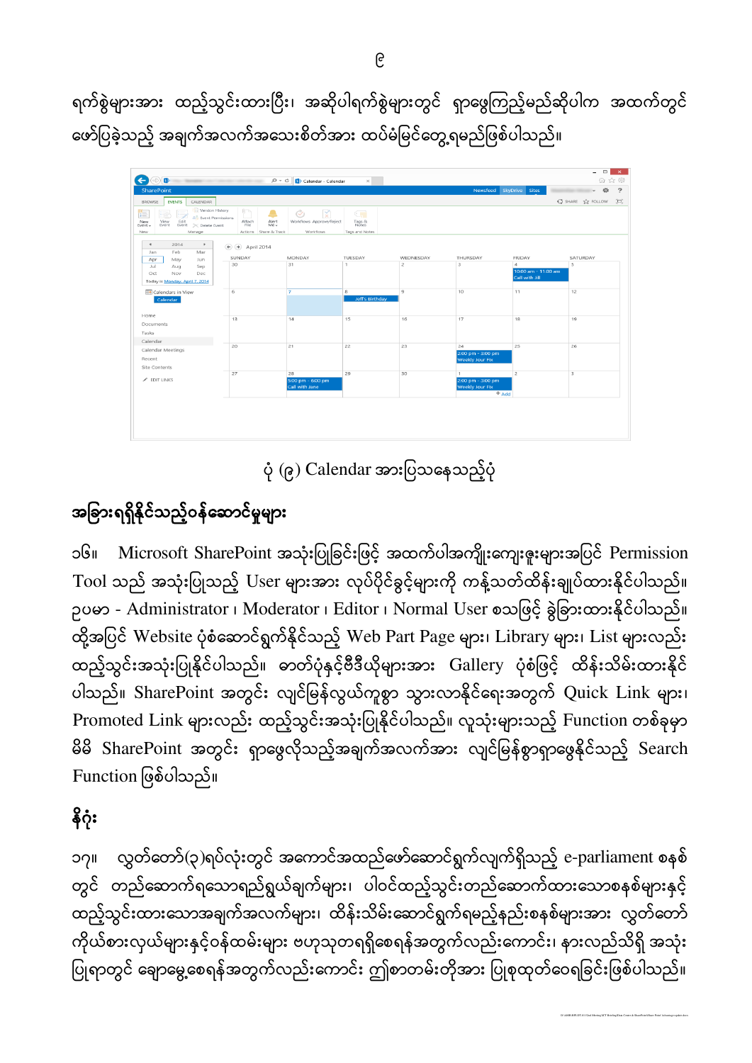ရက်စွဲများအား ထည့်သွင်းထားပြီး၊ အဆိုပါရက်စွဲများတွင် ရှာဖွေကြည့်မည်ဆိုပါက အထက်တွင် ဖော်ပြခဲ့သည့် အချက်အလက်အသေးစိတ်အား ထပ်မံမြင်တွေ့ရမည်ဖြစ်ပါသည်။

ပုံ (၉) Calendar အားပြသနေသည့်ပုံ

## အခြားရရှိနိုင်သည့်ဝန်ဆောင်မှုများ

၁၆။ Microsoft SharePoint အသုံးပြုခြင်းဖြင့် အထက်ပါအကျိုးကျေးဇူးများအပြင် Permission Tool သည် အသုံးပြုသည့် User များအား လုပ်ပိုင်ခွင့်များကို ကန့်သတ်ထိန်းချုပ်ထားနိုင်ပါသည်။ ဥပမာ - Administrator ၊ Moderator ၊ Editor ၊ Normal User စသဖြင့် ခွဲခြားထားနိုင်ပါသည်။ ထို့အပြင် Website ပုံစံဆောင်ရွက်နိုင်သည့် Web Part Page များ၊ Library များ၊ List များလည်း ထည့်သွင်းအသုံးပြုနိုင်ပါသည်။ ဓာတ်ပုံနှင့်ဗီဒီယိုများအား Gallery ပုံစံဖြင့် ထိန်းသိမ်းထားနိုင်ပါသည်။ SharePoint အတွင်း လျင်မြန်လွယ်ကူစွာ သွားလာနိုင်ရေးအတွက် Quick Link များ၊ Promoted Link များလည်း ထည့်သွင်းအသုံးပြုနိုင်ပါသည်။ လူသုံးများသည့် Function တစ်ခုမှာ မိမိ SharePoint အတွင်း ရှာဖွေလိုသည့်အချက်အလက်အား လျင်မြန်စွာရှာဖွေနိုင်သည့် Search Function ဖြစ်ပါသည်။

## နိဂုံး

၁၇။ လွှတ်တော်(၃)ရပ်လုံးတွင် အကောင်အထည်ဖော်ဆောင်ရွက်လျက်ရှိသည့် e-parliament စနစ်တွင် တည်ဆောက်ရသောရည်ရွယ်ချက်များ၊ ပါဝင်ထည့်သွင်းတည်ဆောက်ထားသောစနစ်များနှင့် ထည့်သွင်းထားသောအချက်အလက်များ၊ ထိန်းသိမ်းဆောင်ရွက်ရမည့်နည်းစနစ်များအား လွှတ်တော်ကိုယ်စားလှယ်များနှင့်ဝန်ထမ်းများ ဗဟုသုတရရှိစေရန်အတွက်လည်းကောင်း၊ နားလည်သိရှိ အသုံးပြုရာတွင် ချောမွေ့စေရန်အတွက်လည်းကောင်း ဤစာတမ်းတိုအား ပြုစုထုတ်ဝေရခြင်းဖြစ်ပါသည်။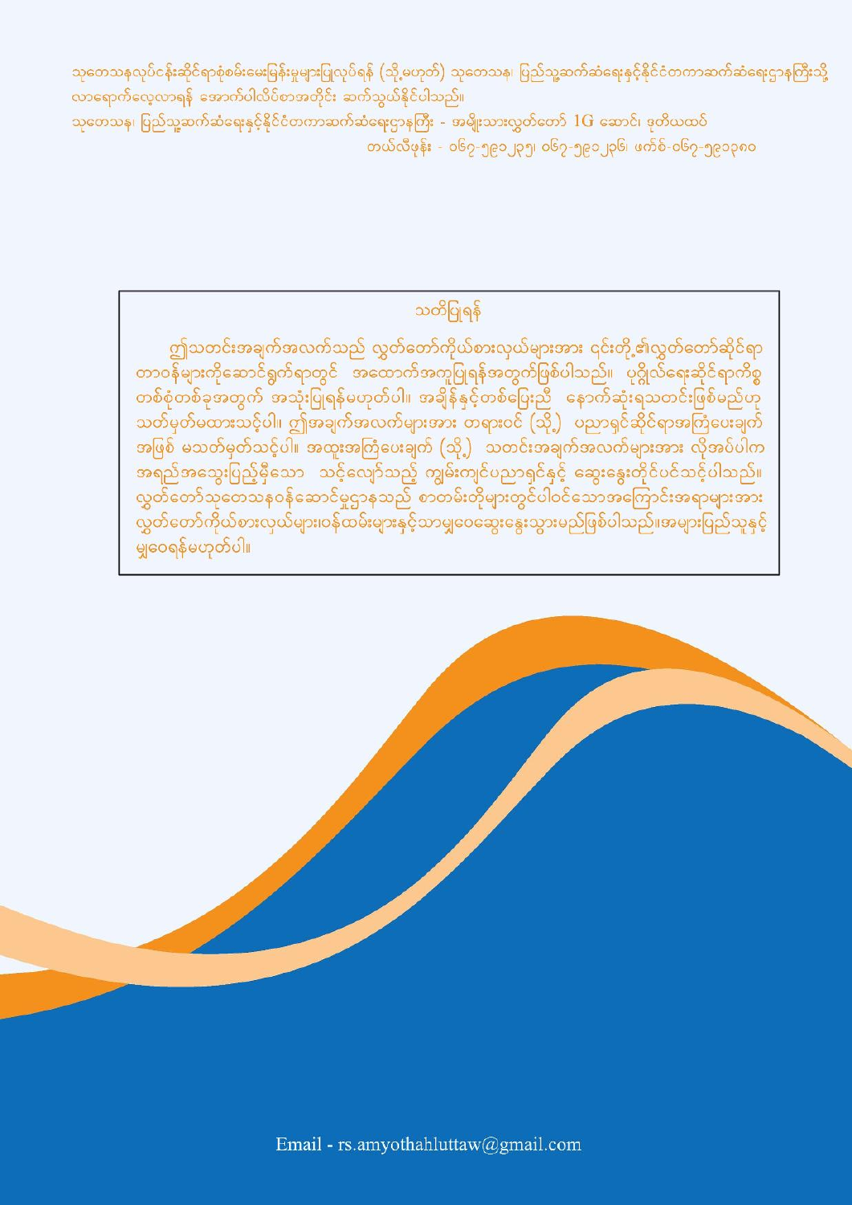သုတေသနလုပ်ငန်းဆိုင်ရာစုံစမ်းမေးမြန်းမှုများပြုလုပ်ရန် (သို့မဟုတ်) သုတေသန၊ ပြည်သူ့ဆက်ဆံရေးနှင့်နိုင်ငံတကာဆက်ဆံရေးဌာနကြီးသို့ လာရောက်လေ့လာရန် အောက်ပါလိပ်စာအတိုင်း ဆက်သွယ်နိုင်ပါသည်။

သုတေသန၊ ပြည်သူ့ဆက်ဆံရေးနှင့်နိုင်ငံတကာဆက်ဆံရေးဌာနကြီး - အမျိုးသားလွှတ်တော် 1G ဆောင်၊ ဒုတိယထပ်

တယ်လီဖုန်း - ၀၆၇-၅၉၀၂၃၅၊ ၀၆၇-၅၉၀၂၃၆၊ ဖက်စ်-၀၆၇-၅၉၀၁၈၀

## သတိပြုရန်

ဤသတင်းအချက်အလက်သည် လွှတ်တော်ကိုယ်စားလှယ်များအား ၎င်းတို့၏လွှတ်တော်ဆိုင်ရာ တာဝန်များကိုဆောင်ရွက်ရာတွင် အထောက်အကူပြုရန်အတွက်ဖြစ်ပါသည်။ ပုဂ္ဂိုလ်ရေးဆိုင်ရာကိစ္စ တစ်စုံတစ်ခုအတွက် အသုံးပြုရန်မဟုတ်ပါ။ အချိန်နှင့်တစ်ပြေးညီ နောက်ဆုံးရသတင်းဖြစ်မည်ဟု သတ်မှတ်မထားသင့်ပါ၊ ဤအချက်အလက်များအား တရားဝင် (သို့) ပညာရှင်ဆိုင်ရာအကြံပေးချက် အဖြစ် မသတ်မှတ်သင့်ပါ။ အထူးအကြံပေးချက် (သို့) သတင်းအချက်အလက်များအား လိုအပ်ပါက အရည်အသွေးပြည့်မီသော သင့်လျော်သည့် ကျွမ်းကျင်ပညာရှင်နှင့် ဆွေးနွေးတိုင်ပင်သင့်ပါသည်။ လွှတ်တော်သုတေသနဝန်ဆောင်မှုဌာနသည် စာတမ်းတိုများတွင်ပါဝင်သောအကြောင်းအရာများအား လွှတ်တော်ကိုယ်စားလှယ်များ၊ဝန်ထမ်းများနှင့်သာမျှဝေဆွေးနွေးသွားမည်ဖြစ်ပါသည်။အများပြည်သူနှင့် မျှဝေရန်မဟုတ်ပါ။

Email - rs.amyothahluttaw@gmail.com